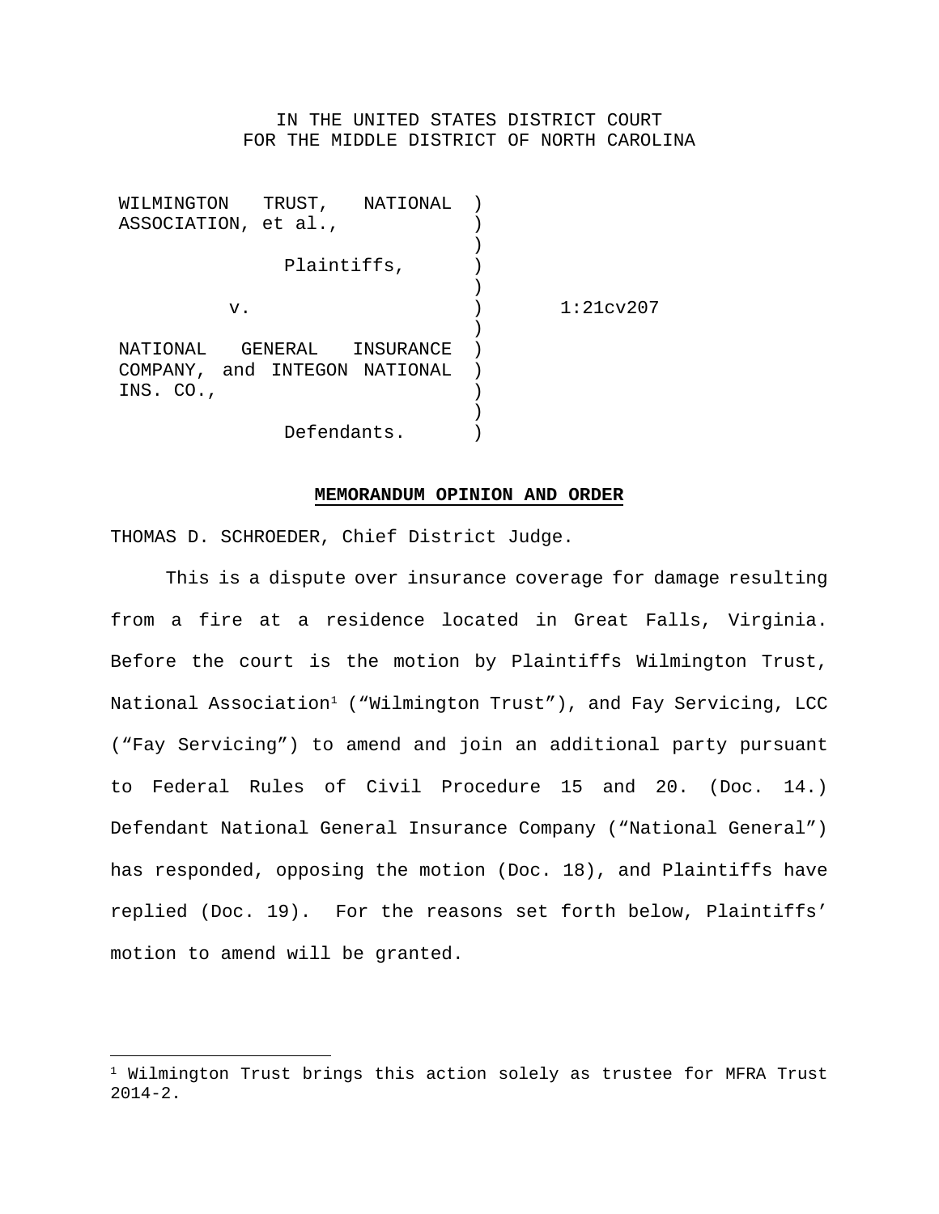IN THE UNITED STATES DISTRICT COURT
FOR THE MIDDLE DISTRICT OF NORTH CAROLINA

| | | |
|---|---|---|
| WILMINGTON TRUST, NATIONAL ASSOCIATION, et al., | ) | |
| | ) | |
| Plaintiffs, | ) | |
| | ) | |
| v. | ) | 1:21cv207 |
| | ) | |
| NATIONAL GENERAL INSURANCE COMPANY, and INTEGON NATIONAL INS. CO., | ) | |
| | ) | |
| Defendants. | ) | |

**MEMORANDUM OPINION AND ORDER**

THOMAS D. SCHROEDER, Chief District Judge.

This is a dispute over insurance coverage for damage resulting from a fire at a residence located in Great Falls, Virginia. Before the court is the motion by Plaintiffs Wilmington Trust, National Association[1] ("Wilmington Trust"), and Fay Servicing, LCC ("Fay Servicing") to amend and join an additional party pursuant to Federal Rules of Civil Procedure 15 and 20. (Doc. 14.) Defendant National General Insurance Company ("National General") has responded, opposing the motion (Doc. 18), and Plaintiffs have replied (Doc. 19). For the reasons set forth below, Plaintiffs' motion to amend will be granted.

---

[1] Wilmington Trust brings this action solely as trustee for MFRA Trust 2014-2.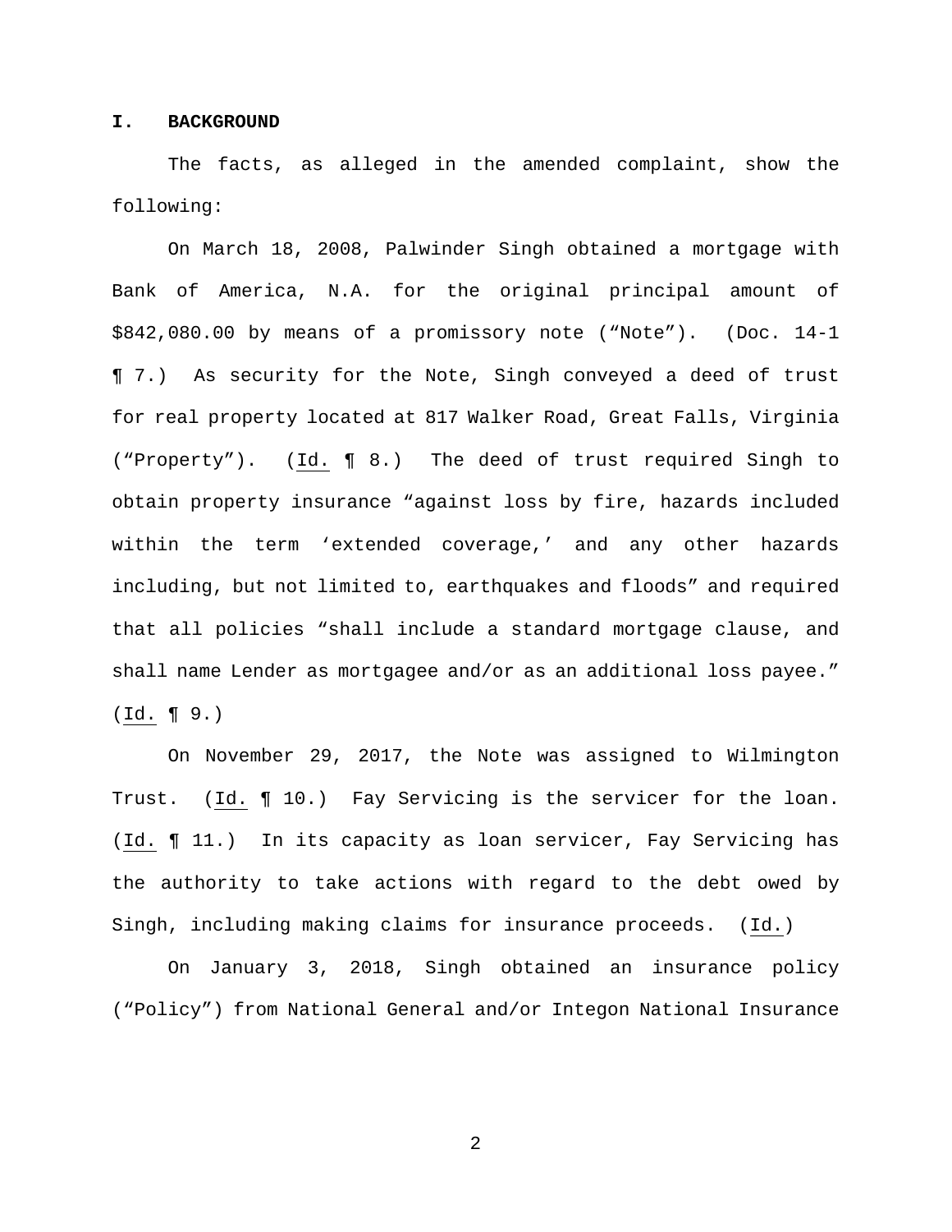## I. BACKGROUND

The facts, as alleged in the amended complaint, show the following:

On March 18, 2008, Palwinder Singh obtained a mortgage with Bank of America, N.A. for the original principal amount of $842,080.00 by means of a promissory note ("Note"). (Doc. 14-1 ¶ 7.) As security for the Note, Singh conveyed a deed of trust for real property located at 817 Walker Road, Great Falls, Virginia ("Property"). (Id. ¶ 8.) The deed of trust required Singh to obtain property insurance "against loss by fire, hazards included within the term 'extended coverage,' and any other hazards including, but not limited to, earthquakes and floods" and required that all policies "shall include a standard mortgage clause, and shall name Lender as mortgagee and/or as an additional loss payee." (Id. ¶ 9.)

On November 29, 2017, the Note was assigned to Wilmington Trust. (Id. ¶ 10.) Fay Servicing is the servicer for the loan. (Id. ¶ 11.) In its capacity as loan servicer, Fay Servicing has the authority to take actions with regard to the debt owed by Singh, including making claims for insurance proceeds. (Id.)

On January 3, 2018, Singh obtained an insurance policy ("Policy") from National General and/or Integon National Insurance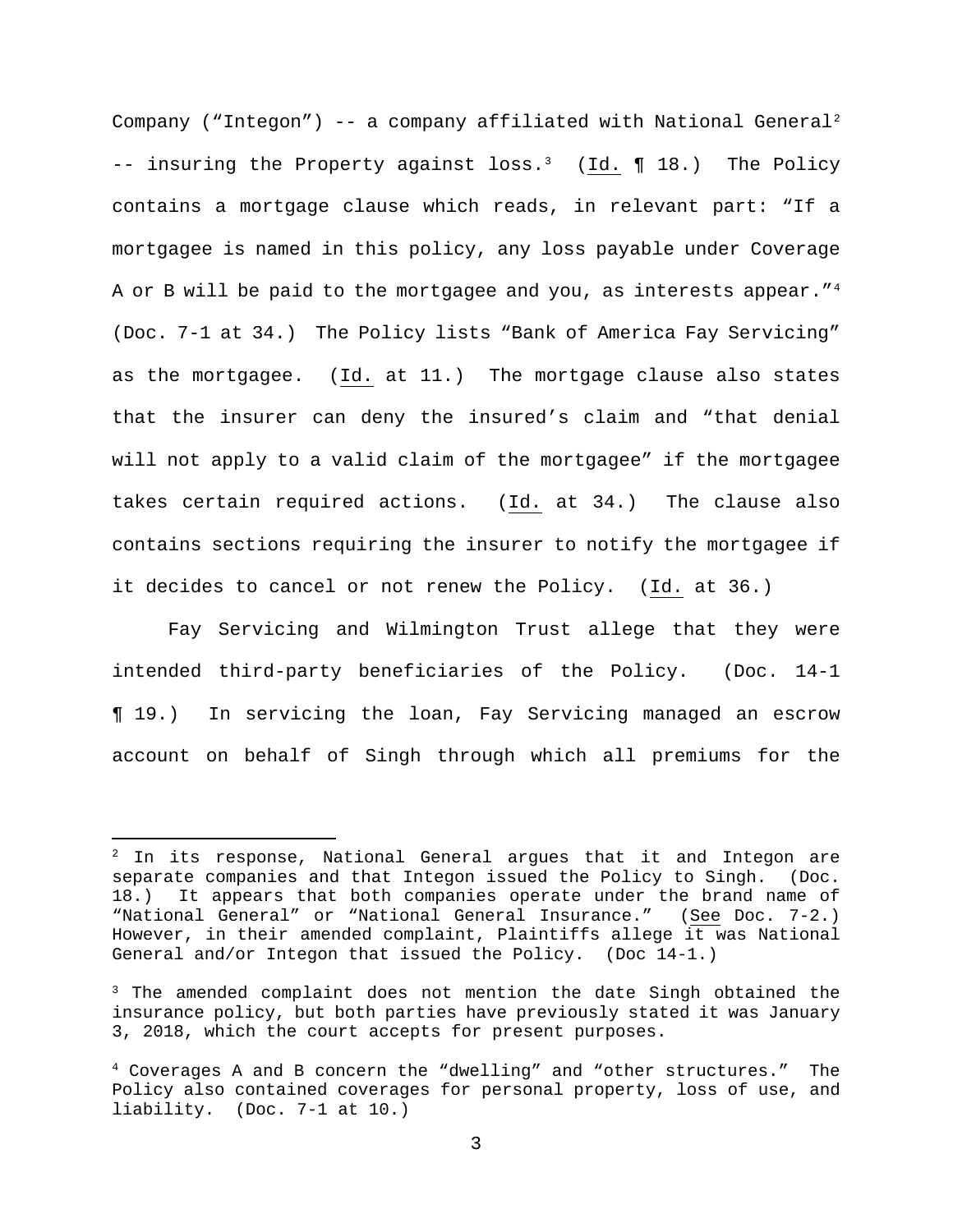Company ("Integon") -- a company affiliated with National General[2] -- insuring the Property against loss.[3] (Id. ¶ 18.) The Policy contains a mortgage clause which reads, in relevant part: "If a mortgagee is named in this policy, any loss payable under Coverage A or B will be paid to the mortgagee and you, as interests appear."[4] (Doc. 7-1 at 34.) The Policy lists "Bank of America Fay Servicing" as the mortgagee. (Id. at 11.) The mortgage clause also states that the insurer can deny the insured's claim and "that denial will not apply to a valid claim of the mortgagee" if the mortgagee takes certain required actions. (Id. at 34.) The clause also contains sections requiring the insurer to notify the mortgagee if it decides to cancel or not renew the Policy. (Id. at 36.)

Fay Servicing and Wilmington Trust allege that they were intended third-party beneficiaries of the Policy. (Doc. 14-1 ¶ 19.) In servicing the loan, Fay Servicing managed an escrow account on behalf of Singh through which all premiums for the

---

[2] In its response, National General argues that it and Integon are separate companies and that Integon issued the Policy to Singh. (Doc. 18.) It appears that both companies operate under the brand name of "National General" or "National General Insurance." (See Doc. 7-2.) However, in their amended complaint, Plaintiffs allege it was National General and/or Integon that issued the Policy. (Doc 14-1.)

[3] The amended complaint does not mention the date Singh obtained the insurance policy, but both parties have previously stated it was January 3, 2018, which the court accepts for present purposes.

[4] Coverages A and B concern the "dwelling" and "other structures." The Policy also contained coverages for personal property, loss of use, and liability. (Doc. 7-1 at 10.)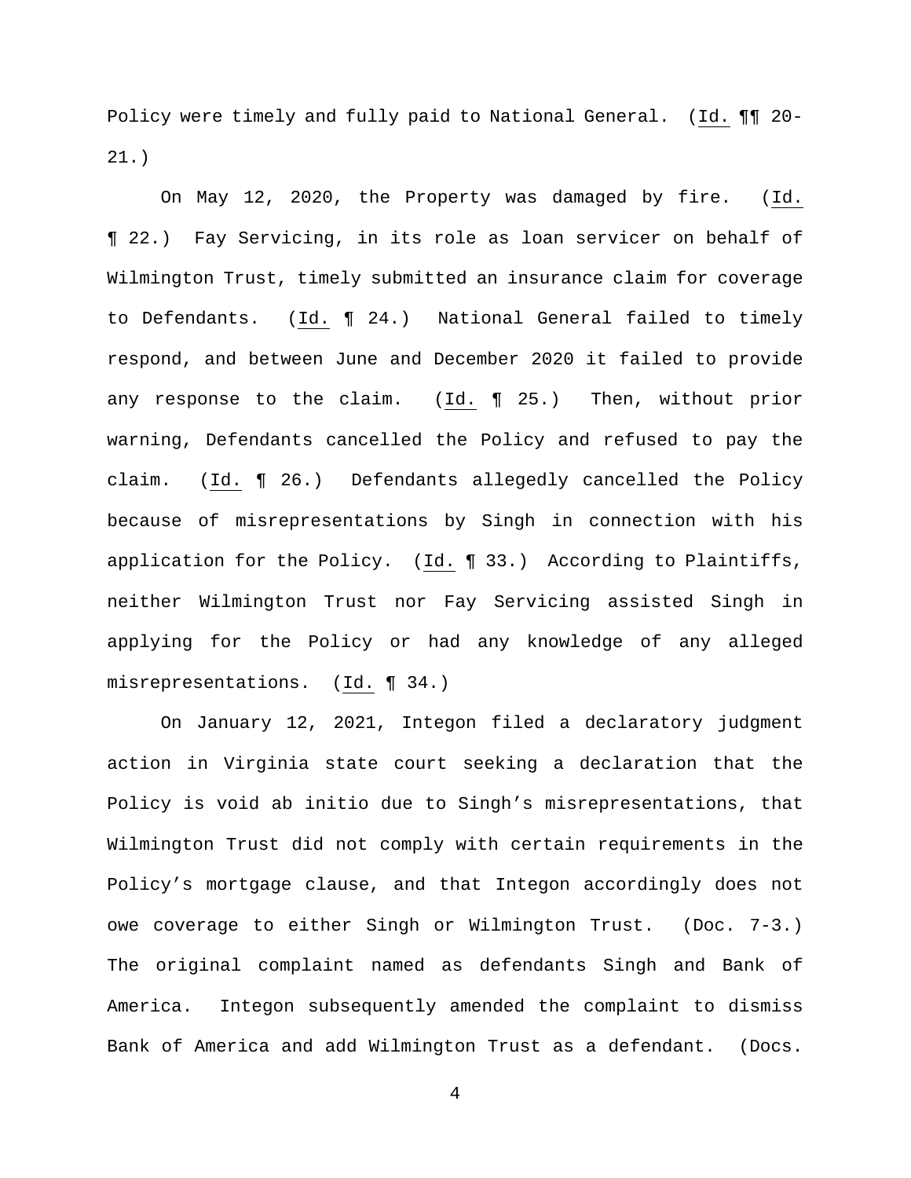Policy were timely and fully paid to National General. (Id. ¶¶ 20-21.)

On May 12, 2020, the Property was damaged by fire. (Id. ¶ 22.) Fay Servicing, in its role as loan servicer on behalf of Wilmington Trust, timely submitted an insurance claim for coverage to Defendants. (Id. ¶ 24.) National General failed to timely respond, and between June and December 2020 it failed to provide any response to the claim. (Id. ¶ 25.) Then, without prior warning, Defendants cancelled the Policy and refused to pay the claim. (Id. ¶ 26.) Defendants allegedly cancelled the Policy because of misrepresentations by Singh in connection with his application for the Policy. (Id. ¶ 33.) According to Plaintiffs, neither Wilmington Trust nor Fay Servicing assisted Singh in applying for the Policy or had any knowledge of any alleged misrepresentations. (Id. ¶ 34.)

On January 12, 2021, Integon filed a declaratory judgment action in Virginia state court seeking a declaration that the Policy is void ab initio due to Singh's misrepresentations, that Wilmington Trust did not comply with certain requirements in the Policy's mortgage clause, and that Integon accordingly does not owe coverage to either Singh or Wilmington Trust. (Doc. 7-3.) The original complaint named as defendants Singh and Bank of America. Integon subsequently amended the complaint to dismiss Bank of America and add Wilmington Trust as a defendant. (Docs.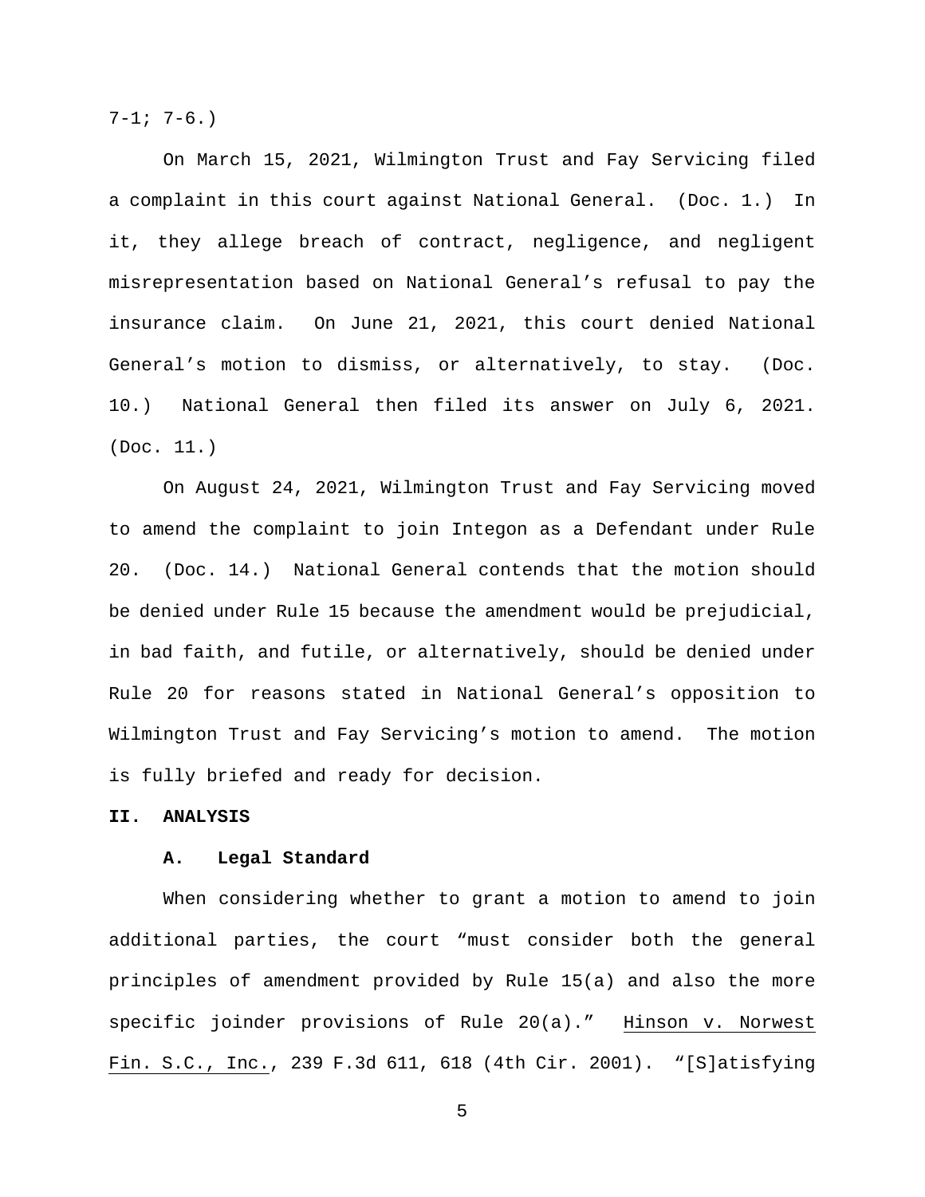7-1; 7-6.)

On March 15, 2021, Wilmington Trust and Fay Servicing filed a complaint in this court against National General. (Doc. 1.) In it, they allege breach of contract, negligence, and negligent misrepresentation based on National General's refusal to pay the insurance claim. On June 21, 2021, this court denied National General's motion to dismiss, or alternatively, to stay. (Doc. 10.) National General then filed its answer on July 6, 2021. (Doc. 11.)

On August 24, 2021, Wilmington Trust and Fay Servicing moved to amend the complaint to join Integon as a Defendant under Rule 20. (Doc. 14.) National General contends that the motion should be denied under Rule 15 because the amendment would be prejudicial, in bad faith, and futile, or alternatively, should be denied under Rule 20 for reasons stated in National General's opposition to Wilmington Trust and Fay Servicing's motion to amend. The motion is fully briefed and ready for decision.

## II. ANALYSIS

### A. Legal Standard

When considering whether to grant a motion to amend to join additional parties, the court "must consider both the general principles of amendment provided by Rule 15(a) and also the more specific joinder provisions of Rule 20(a)." Hinson v. Norwest Fin. S.C., Inc., 239 F.3d 611, 618 (4th Cir. 2001). "[S]atisfying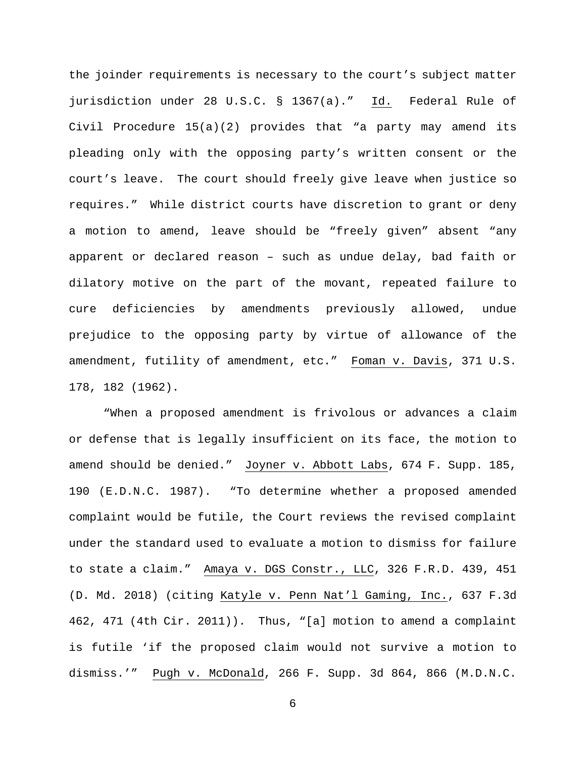the joinder requirements is necessary to the court's subject matter jurisdiction under 28 U.S.C. § 1367(a)." Id. Federal Rule of Civil Procedure 15(a)(2) provides that "a party may amend its pleading only with the opposing party's written consent or the court's leave. The court should freely give leave when justice so requires." While district courts have discretion to grant or deny a motion to amend, leave should be "freely given" absent "any apparent or declared reason – such as undue delay, bad faith or dilatory motive on the part of the movant, repeated failure to cure deficiencies by amendments previously allowed, undue prejudice to the opposing party by virtue of allowance of the amendment, futility of amendment, etc." Foman v. Davis, 371 U.S. 178, 182 (1962).

"When a proposed amendment is frivolous or advances a claim or defense that is legally insufficient on its face, the motion to amend should be denied." Joyner v. Abbott Labs, 674 F. Supp. 185, 190 (E.D.N.C. 1987). "To determine whether a proposed amended complaint would be futile, the Court reviews the revised complaint under the standard used to evaluate a motion to dismiss for failure to state a claim." Amaya v. DGS Constr., LLC, 326 F.R.D. 439, 451 (D. Md. 2018) (citing Katyle v. Penn Nat'l Gaming, Inc., 637 F.3d 462, 471 (4th Cir. 2011)). Thus, "[a] motion to amend a complaint is futile 'if the proposed claim would not survive a motion to dismiss.'" Pugh v. McDonald, 266 F. Supp. 3d 864, 866 (M.D.N.C.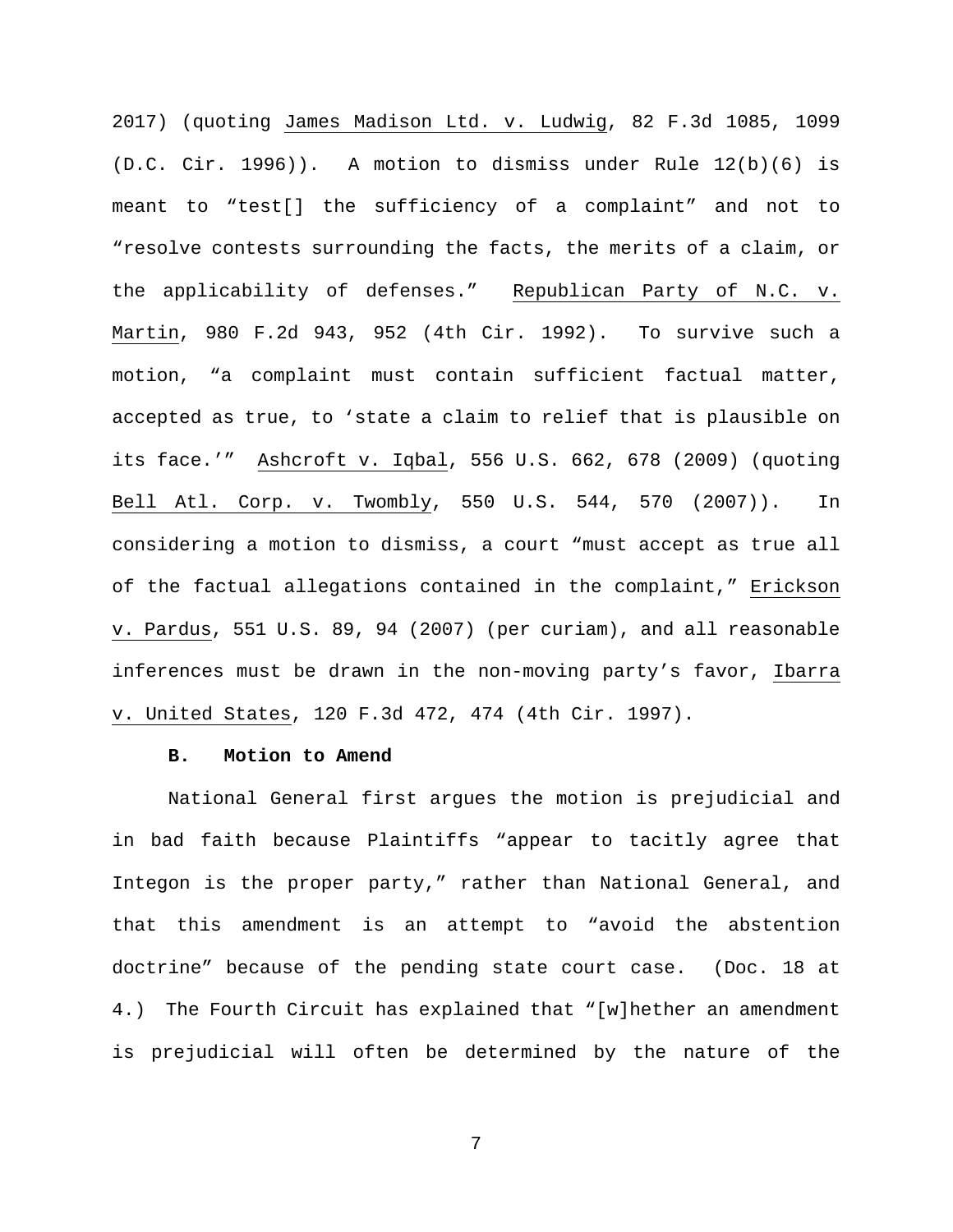2017) (quoting James Madison Ltd. v. Ludwig, 82 F.3d 1085, 1099 (D.C. Cir. 1996)). A motion to dismiss under Rule 12(b)(6) is meant to "test[] the sufficiency of a complaint" and not to "resolve contests surrounding the facts, the merits of a claim, or the applicability of defenses." Republican Party of N.C. v. Martin, 980 F.2d 943, 952 (4th Cir. 1992). To survive such a motion, "a complaint must contain sufficient factual matter, accepted as true, to 'state a claim to relief that is plausible on its face.'" Ashcroft v. Iqbal, 556 U.S. 662, 678 (2009) (quoting Bell Atl. Corp. v. Twombly, 550 U.S. 544, 570 (2007)). In considering a motion to dismiss, a court "must accept as true all of the factual allegations contained in the complaint," Erickson v. Pardus, 551 U.S. 89, 94 (2007) (per curiam), and all reasonable inferences must be drawn in the non-moving party's favor, Ibarra v. United States, 120 F.3d 472, 474 (4th Cir. 1997).

**B. Motion to Amend**

National General first argues the motion is prejudicial and in bad faith because Plaintiffs "appear to tacitly agree that Integon is the proper party," rather than National General, and that this amendment is an attempt to "avoid the abstention doctrine" because of the pending state court case. (Doc. 18 at 4.) The Fourth Circuit has explained that "[w]hether an amendment is prejudicial will often be determined by the nature of the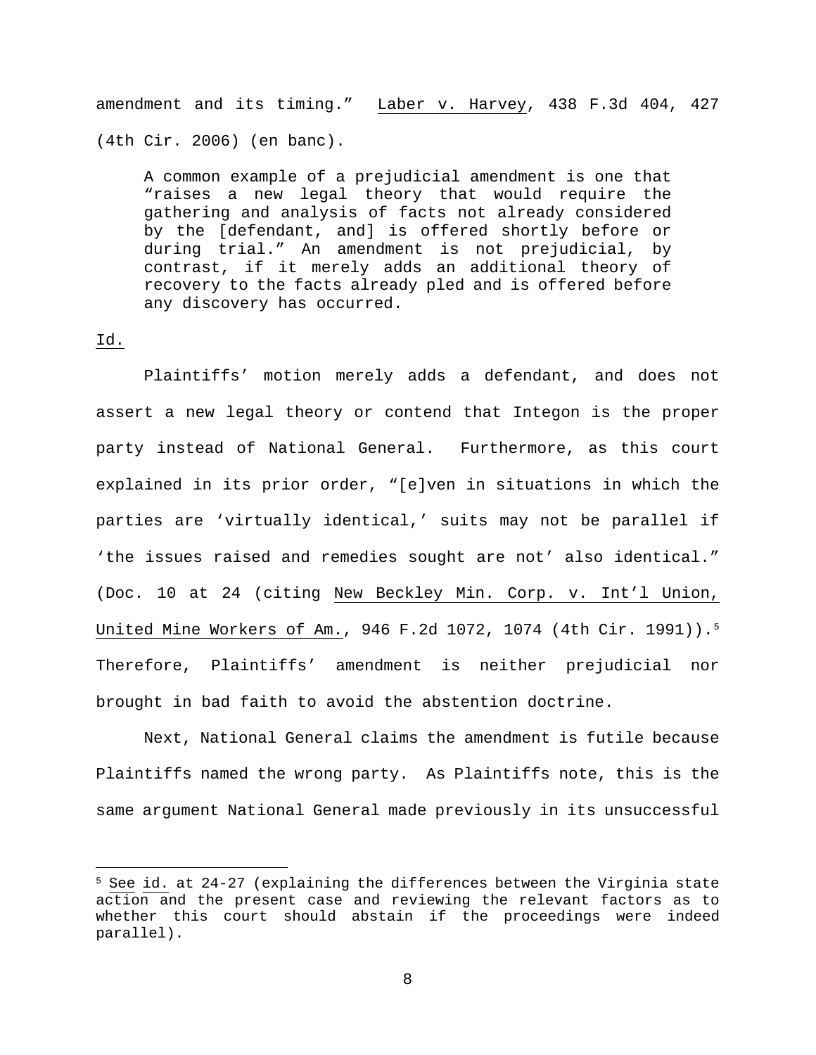amendment and its timing." Laber v. Harvey, 438 F.3d 404, 427 (4th Cir. 2006) (en banc).

> A common example of a prejudicial amendment is one that "raises a new legal theory that would require the gathering and analysis of facts not already considered by the [defendant, and] is offered shortly before or during trial." An amendment is not prejudicial, by contrast, if it merely adds an additional theory of recovery to the facts already pled and is offered before any discovery has occurred.

Id.

Plaintiffs' motion merely adds a defendant, and does not assert a new legal theory or contend that Integon is the proper party instead of National General. Furthermore, as this court explained in its prior order, "[e]ven in situations in which the parties are 'virtually identical,' suits may not be parallel if 'the issues raised and remedies sought are not' also identical." (Doc. 10 at 24 (citing New Beckley Min. Corp. v. Int'l Union, United Mine Workers of Am., 946 F.2d 1072, 1074 (4th Cir. 1991)).[5] Therefore, Plaintiffs' amendment is neither prejudicial nor brought in bad faith to avoid the abstention doctrine.

Next, National General claims the amendment is futile because Plaintiffs named the wrong party. As Plaintiffs note, this is the same argument National General made previously in its unsuccessful

---

[5] See id. at 24-27 (explaining the differences between the Virginia state action and the present case and reviewing the relevant factors as to whether this court should abstain if the proceedings were indeed parallel).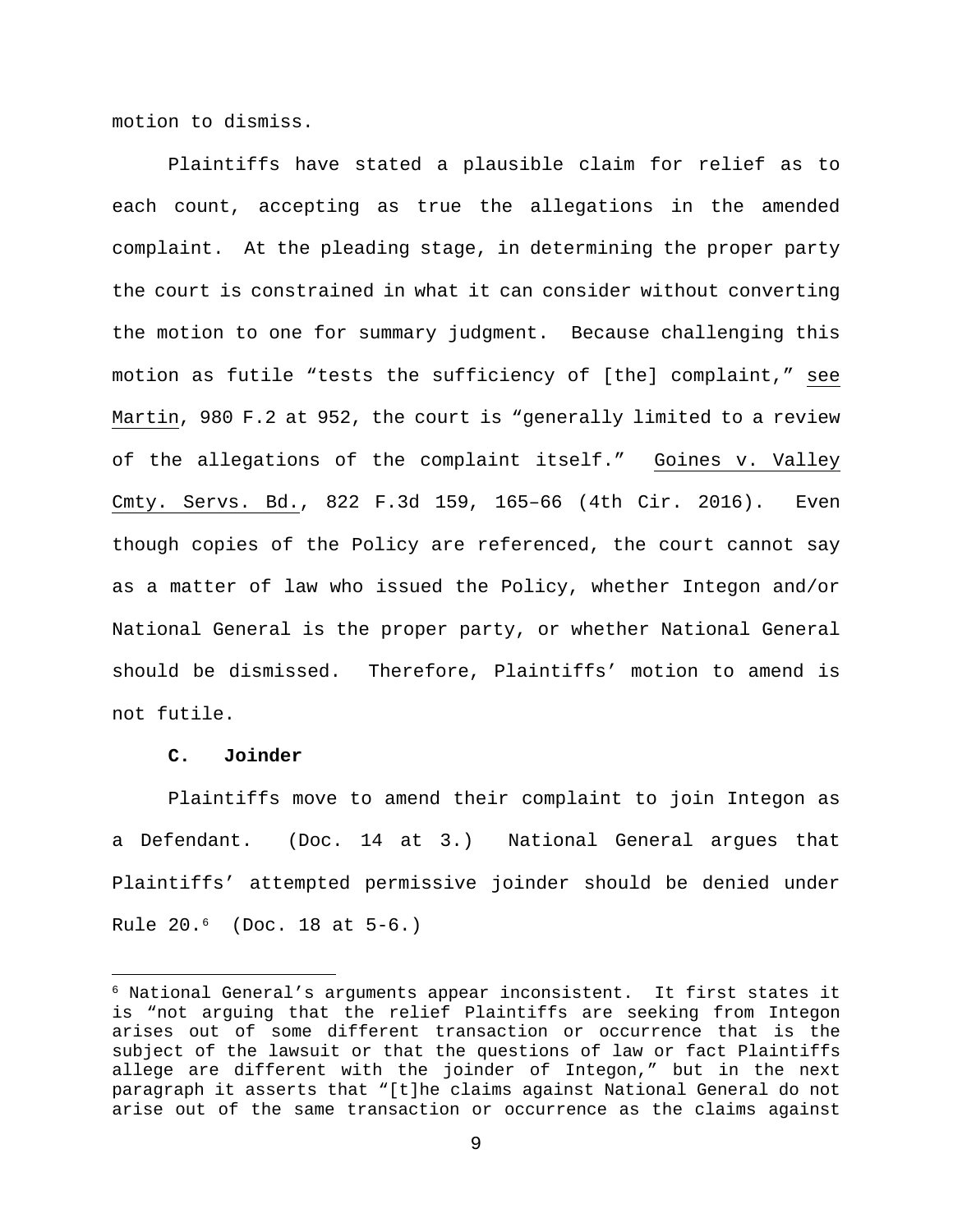motion to dismiss.

Plaintiffs have stated a plausible claim for relief as to each count, accepting as true the allegations in the amended complaint. At the pleading stage, in determining the proper party the court is constrained in what it can consider without converting the motion to one for summary judgment. Because challenging this motion as futile "tests the sufficiency of [the] complaint," see Martin, 980 F.2 at 952, the court is "generally limited to a review of the allegations of the complaint itself." Goines v. Valley Cmty. Servs. Bd., 822 F.3d 159, 165–66 (4th Cir. 2016). Even though copies of the Policy are referenced, the court cannot say as a matter of law who issued the Policy, whether Integon and/or National General is the proper party, or whether National General should be dismissed. Therefore, Plaintiffs' motion to amend is not futile.

### C. Joinder

Plaintiffs move to amend their complaint to join Integon as a Defendant. (Doc. 14 at 3.) National General argues that Plaintiffs' attempted permissive joinder should be denied under Rule 20.[6] (Doc. 18 at 5-6.)

---

[6] National General's arguments appear inconsistent. It first states it is "not arguing that the relief Plaintiffs are seeking from Integon arises out of some different transaction or occurrence that is the subject of the lawsuit or that the questions of law or fact Plaintiffs allege are different with the joinder of Integon," but in the next paragraph it asserts that "[t]he claims against National General do not arise out of the same transaction or occurrence as the claims against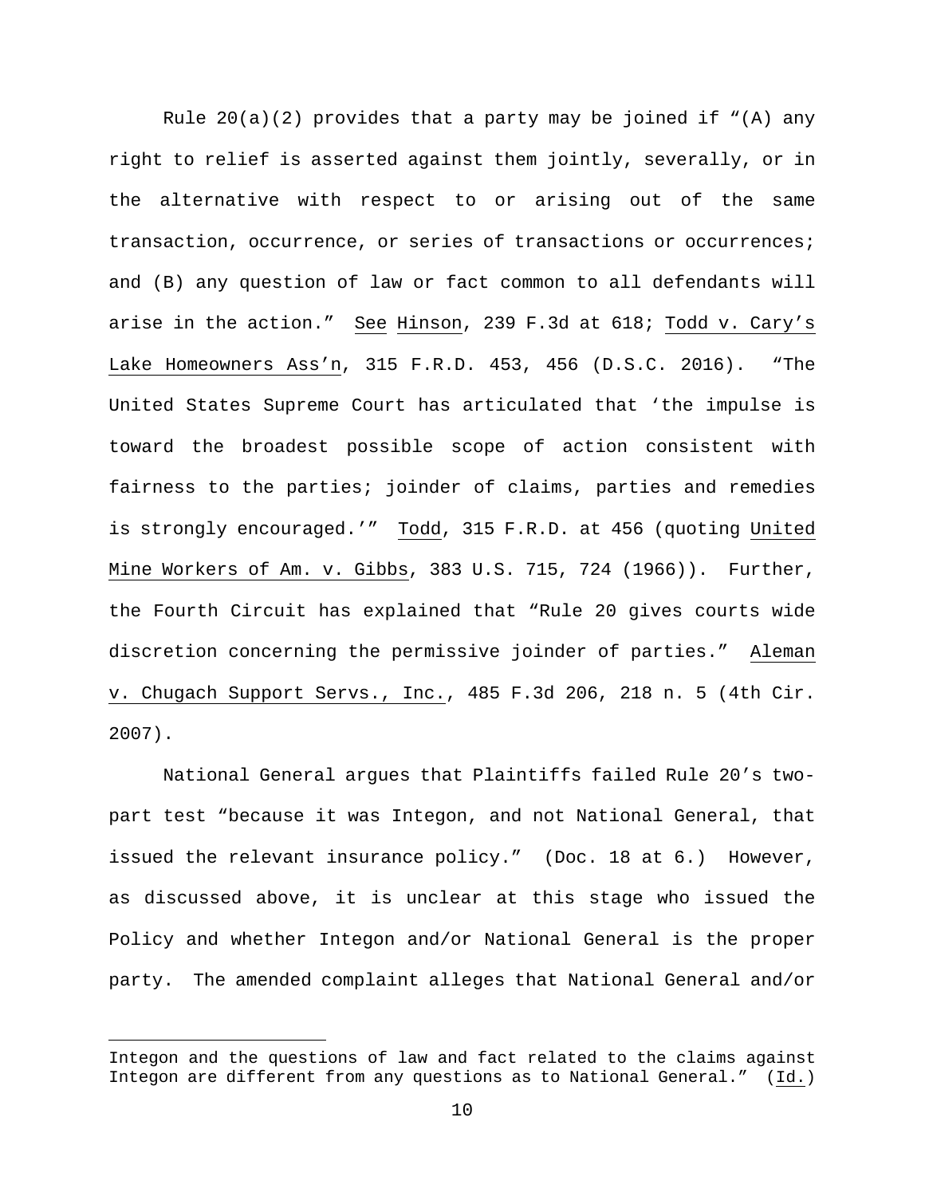Rule 20(a)(2) provides that a party may be joined if "(A) any right to relief is asserted against them jointly, severally, or in the alternative with respect to or arising out of the same transaction, occurrence, or series of transactions or occurrences; and (B) any question of law or fact common to all defendants will arise in the action." See Hinson, 239 F.3d at 618; Todd v. Cary's Lake Homeowners Ass'n, 315 F.R.D. 453, 456 (D.S.C. 2016). "The United States Supreme Court has articulated that 'the impulse is toward the broadest possible scope of action consistent with fairness to the parties; joinder of claims, parties and remedies is strongly encouraged.'" Todd, 315 F.R.D. at 456 (quoting United Mine Workers of Am. v. Gibbs, 383 U.S. 715, 724 (1966)). Further, the Fourth Circuit has explained that "Rule 20 gives courts wide discretion concerning the permissive joinder of parties." Aleman v. Chugach Support Servs., Inc., 485 F.3d 206, 218 n. 5 (4th Cir. 2007).

National General argues that Plaintiffs failed Rule 20's two-part test "because it was Integon, and not National General, that issued the relevant insurance policy." (Doc. 18 at 6.) However, as discussed above, it is unclear at this stage who issued the Policy and whether Integon and/or National General is the proper party. The amended complaint alleges that National General and/or

---

Integon and the questions of law and fact related to the claims against Integon are different from any questions as to National General." (Id.)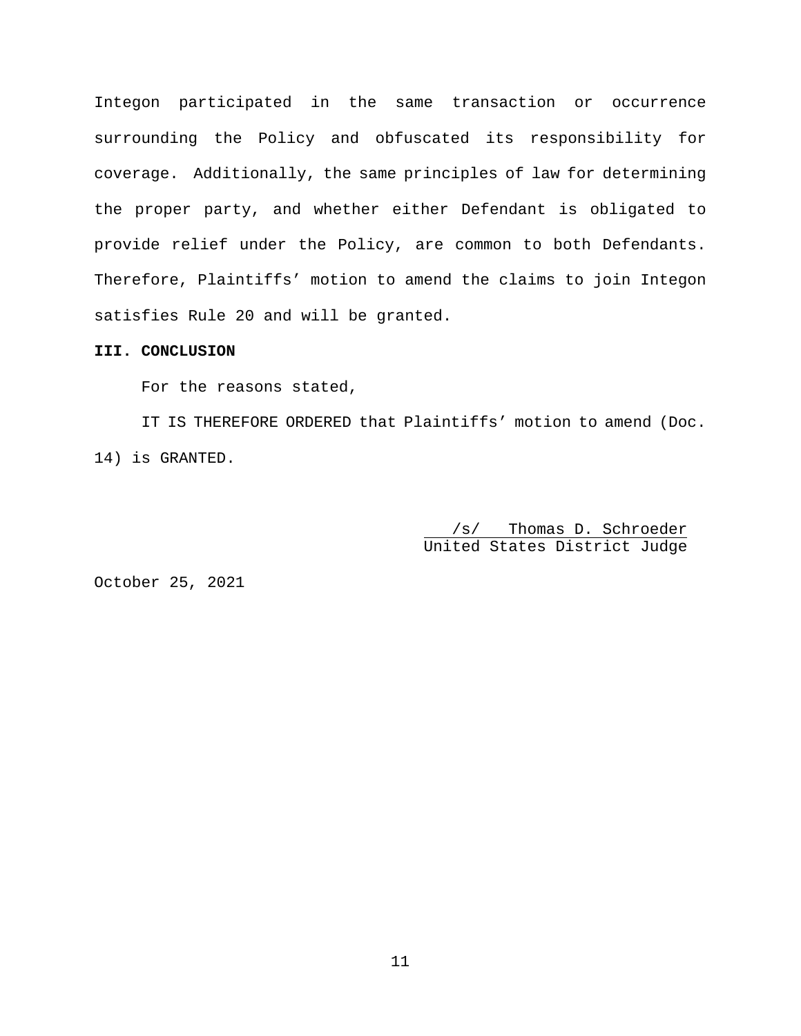Integon participated in the same transaction or occurrence surrounding the Policy and obfuscated its responsibility for coverage. Additionally, the same principles of law for determining the proper party, and whether either Defendant is obligated to provide relief under the Policy, are common to both Defendants. Therefore, Plaintiffs' motion to amend the claims to join Integon satisfies Rule 20 and will be granted.

**III. CONCLUSION**

For the reasons stated,

IT IS THEREFORE ORDERED that Plaintiffs' motion to amend (Doc. 14) is GRANTED.

/s/ Thomas D. Schroeder
United States District Judge

October 25, 2021